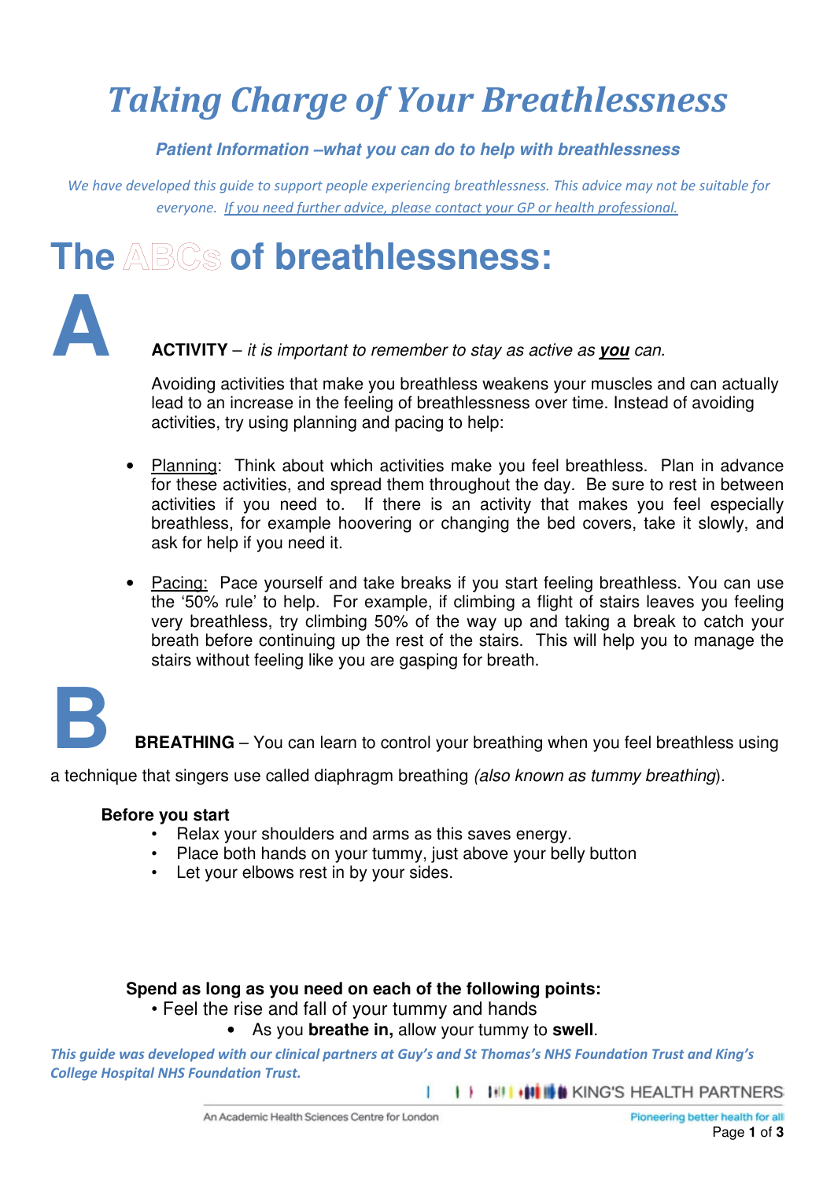# *Taking Charge of Your Breathlessness*

### *Patient Information –what you can do to help with breathlessness*

*We have developed this guide to support people experiencing breathlessness. This advice may not be suitable for everyone. If you need further advice, please contact your GP or health professional.*

# The ABCs of breathlessness:

## A

**ACTIVITY** – *it is important to remember to stay as active as **you** can.*

Avoiding activities that make you breathless weakens your muscles and can actually lead to an increase in the feeling of breathlessness over time. Instead of avoiding activities, try using planning and pacing to help:

- Planning: Think about which activities make you feel breathless. Plan in advance for these activities, and spread them throughout the day. Be sure to rest in between activities if you need to. If there is an activity that makes you feel especially breathless, for example hoovering or changing the bed covers, take it slowly, and ask for help if you need it.
- Pacing: Pace yourself and take breaks if you start feeling breathless. You can use the '50% rule' to help. For example, if climbing a flight of stairs leaves you feeling very breathless, try climbing 50% of the way up and taking a break to catch your breath before continuing up the rest of the stairs. This will help you to manage the stairs without feeling like you are gasping for breath.

## B

**BREATHING** – You can learn to control your breathing when you feel breathless using a technique that singers use called diaphragm breathing *(also known as tummy breathing)*.

**Before you start**

- Relax your shoulders and arms as this saves energy.
- Place both hands on your tummy, just above your belly button
- Let your elbows rest in by your sides.

**Spend as long as you need on each of the following points:**

- Feel the rise and fall of your tummy and hands
  - As you **breathe in,** allow your tummy to **swell**.

***This guide was developed with our clinical partners at Guy's and St Thomas's NHS Foundation Trust and King's College Hospital NHS Foundation Trust.***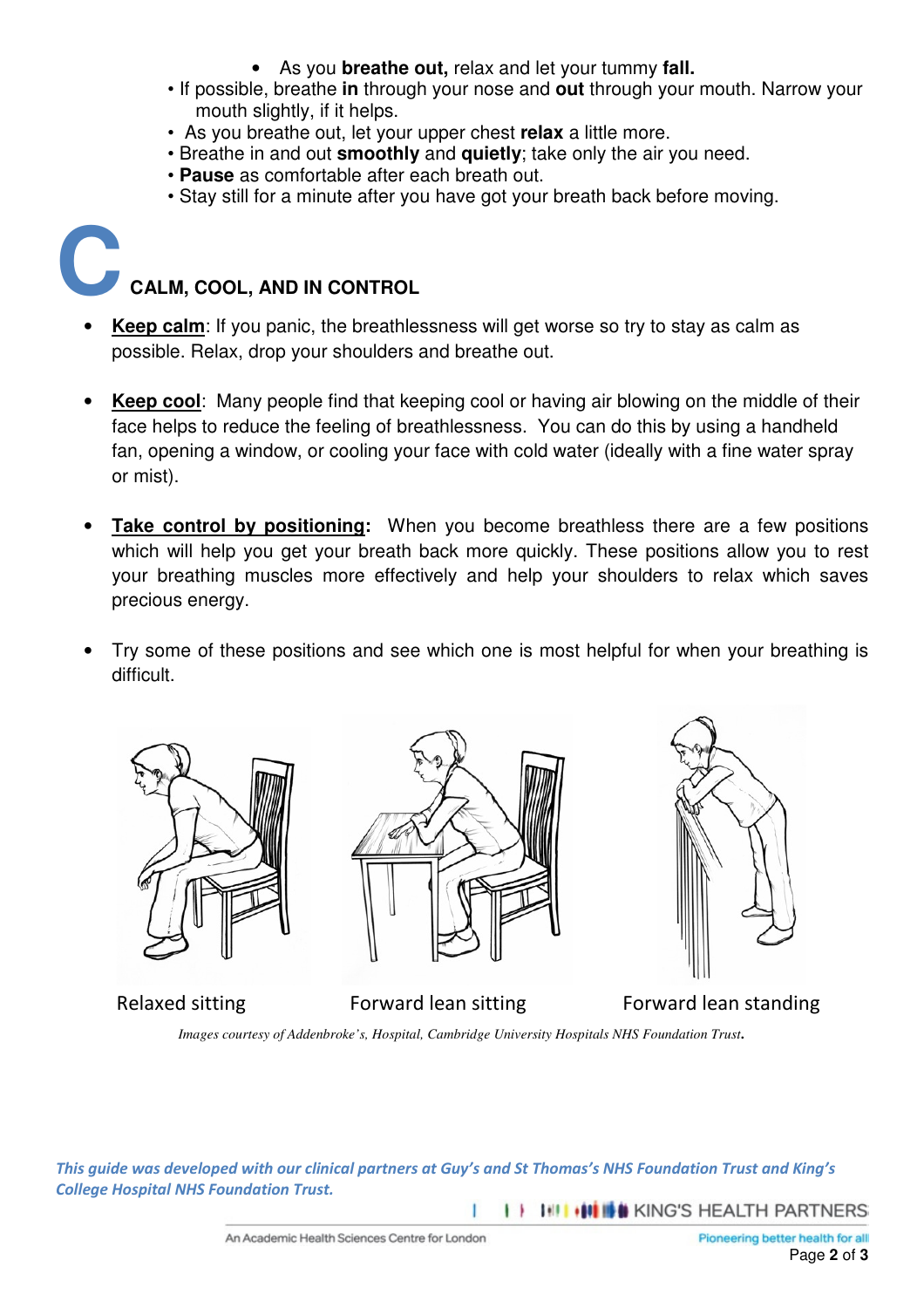- As you **breathe out,** relax and let your tummy **fall.**
- If possible, breathe **in** through your nose and **out** through your mouth. Narrow your mouth slightly, if it helps.
- As you breathe out, let your upper chest **relax** a little more.
- Breathe in and out **smoothly** and **quietly**; take only the air you need.
- **Pause** as comfortable after each breath out.
- Stay still for a minute after you have got your breath back before moving.

## C CALM, COOL, AND IN CONTROL

- **Keep calm**: If you panic, the breathlessness will get worse so try to stay as calm as possible. Relax, drop your shoulders and breathe out.

- **Keep cool**: Many people find that keeping cool or having air blowing on the middle of their face helps to reduce the feeling of breathlessness. You can do this by using a handheld fan, opening a window, or cooling your face with cold water (ideally with a fine water spray or mist).

- **Take control by positioning:** When you become breathless there are a few positions which will help you get your breath back more quickly. These positions allow you to rest your breathing muscles more effectively and help your shoulders to relax which saves precious energy.

- Try some of these positions and see which one is most helpful for when your breathing is difficult.

Relaxed sitting | Forward lean sitting | Forward lean standing

*Images courtesy of Addenbroke's, Hospital, Cambridge University Hospitals NHS Foundation Trust.*

***This guide was developed with our clinical partners at Guy's and St Thomas's NHS Foundation Trust and King's College Hospital NHS Foundation Trust.***

KING'S HEALTH PARTNERS

An Academic Health Sciences Centre for London

Pioneering better health for all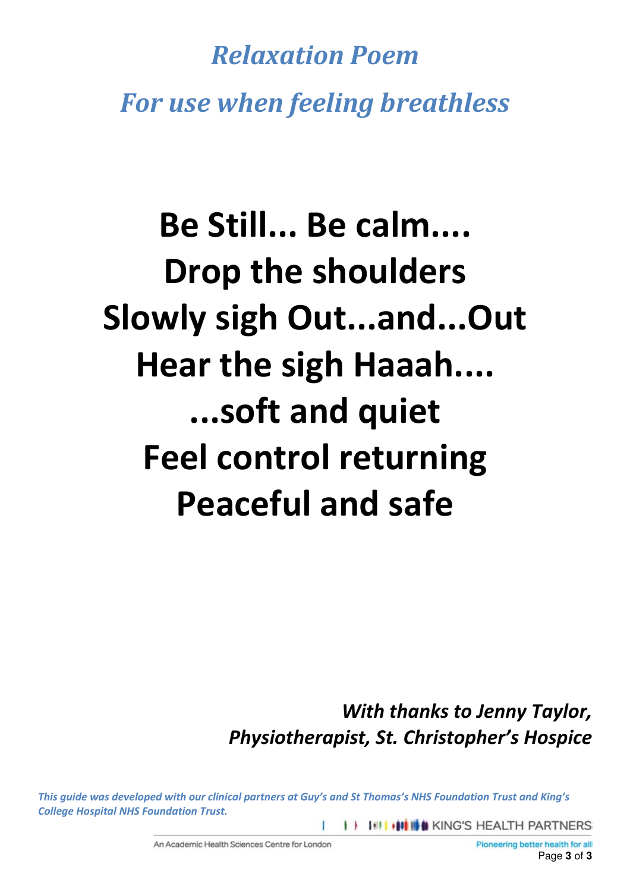# *Relaxation Poem*

## *For use when feeling breathless*

**Be Still... Be calm....**
**Drop the shoulders**
**Slowly sigh Out...and...Out**
**Hear the sigh Haaah....**
**...soft and quiet**
**Feel control returning**
**Peaceful and safe**

***With thanks to Jenny Taylor,***
***Physiotherapist, St. Christopher's Hospice***

***This guide was developed with our clinical partners at Guy's and St Thomas's NHS Foundation Trust and King's College Hospital NHS Foundation Trust.***

KING'S HEALTH PARTNERS

An Academic Health Sciences Centre for London

Pioneering better health for all